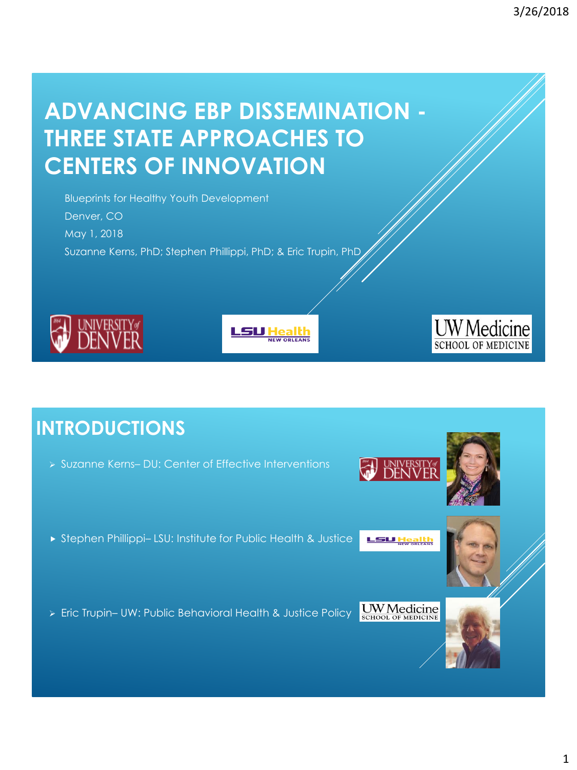# ADVANCING EBP DISSEMINATION - THREE STATE APPROACHES TO CENTERS OF INNOVATION

Blueprints for Healthy Youth Development

Denver, CO

May 1, 2018

Suzanne Kerns, PhD; Stephen Phillippi, PhD; & Eric Trupin, PhD

UNIVERSITY of DENVER

LSU Health NEW ORLEANS

UW Medicine SCHOOL OF MEDICINE

# INTRODUCTIONS

- Suzanne Kerns– DU: Center of Effective Interventions
- Stephen Phillippi– LSU: Institute for Public Health & Justice
- Eric Trupin– UW: Public Behavioral Health & Justice Policy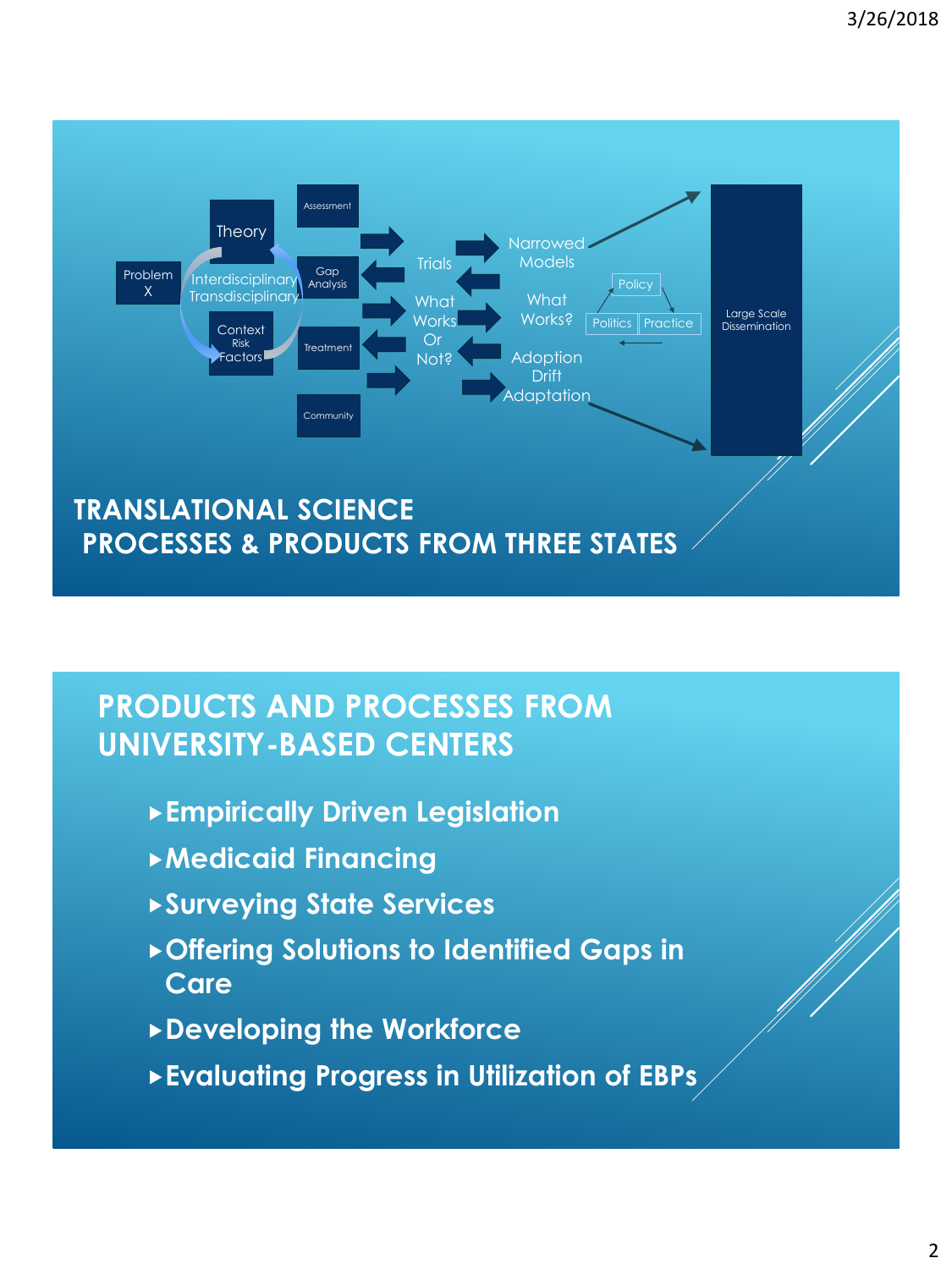Problem X

Theory

Interdisciplinary
Transdisciplinary

Context
Risk
Factors

Assessment

Gap Analysis

Treatment

Community

Trials

What Works Or Not?

Narrowed Models

What Works?

Adoption Drift Adaptation

Policy

Politics

Practice

Large Scale Dissemination

## TRANSLATIONAL SCIENCE
## PROCESSES & PRODUCTS FROM THREE STATES

## PRODUCTS AND PROCESSES FROM UNIVERSITY-BASED CENTERS

- **Empirically Driven Legislation**
- **Medicaid Financing**
- **Surveying State Services**
- **Offering Solutions to Identified Gaps in Care**
- **Developing the Workforce**
- **Evaluating Progress in Utilization of EBPs**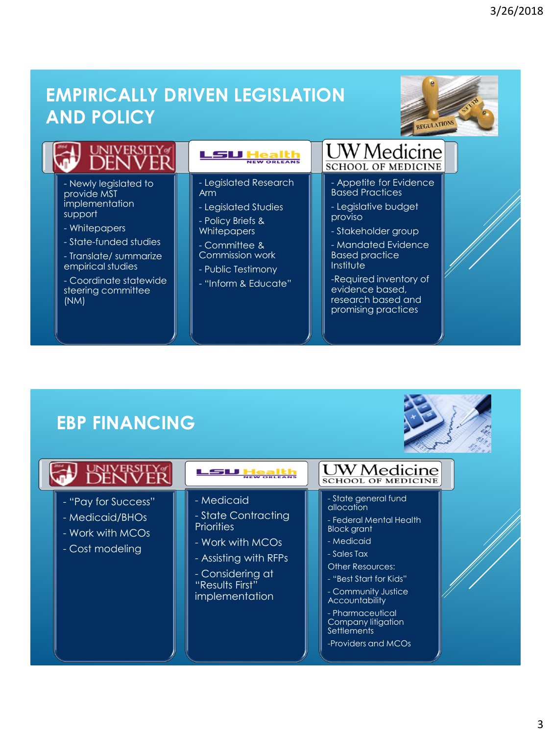## EMPIRICALLY DRIVEN LEGISLATION AND POLICY

### University of Denver

- Newly legislated to provide MST implementation support
- Whitepapers
- State-funded studies
- Translate/ summarize empirical studies
- Coordinate statewide steering committee (NM)

### LSU Health New Orleans

- Legislated Research Arm
- Legislated Studies
- Policy Briefs & Whitepapers
- Committee & Commission work
- Public Testimony
- "Inform & Educate"

### UW Medicine School of Medicine

- Appetite for Evidence Based Practices
- Legislative budget proviso
- Stakeholder group
- Mandated Evidence Based practice Institute
- Required inventory of evidence based, research based and promising practices

## EBP FINANCING

### University of Denver

- "Pay for Success"
- Medicaid/BHOs
- Work with MCOs
- Cost modeling

### LSU Health New Orleans

- Medicaid
- State Contracting Priorities
- Work with MCOs
- Assisting with RFPs
- Considering at "Results First" implementation

### UW Medicine School of Medicine

- State general fund allocation
- Federal Mental Health Block grant
- Medicaid
- Sales Tax

Other Resources:

- "Best Start for Kids"
- Community Justice Accountability
- Pharmaceutical Company litigation Settlements
- Providers and MCOs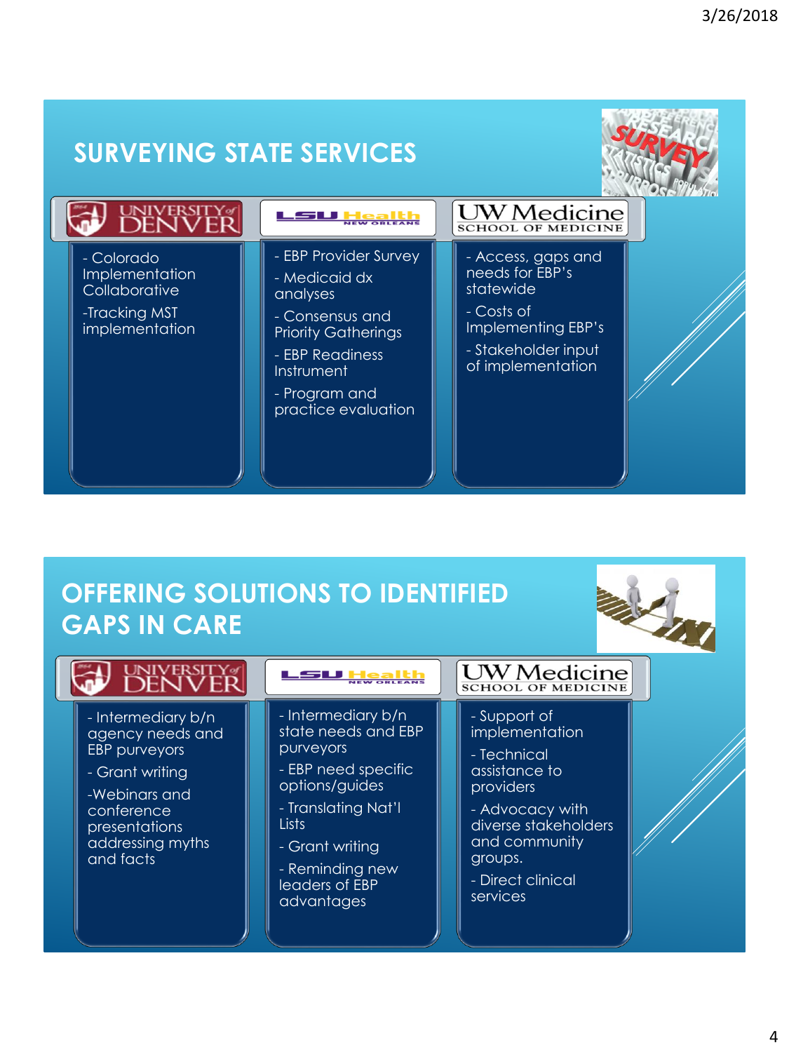## SURVEYING STATE SERVICES

| UNIVERSITY of DENVER | LSU Health NEW ORLEANS | UW Medicine SCHOOL OF MEDICINE |
|---|---|---|
| - Colorado Implementation Collaborative<br>-Tracking MST implementation | - EBP Provider Survey<br>- Medicaid dx analyses<br>- Consensus and Priority Gatherings<br>- EBP Readiness Instrument<br>- Program and practice evaluation | - Access, gaps and needs for EBP's statewide<br>- Costs of Implementing EBP's<br>- Stakeholder input of implementation |

## OFFERING SOLUTIONS TO IDENTIFIED GAPS IN CARE

| UNIVERSITY of DENVER | LSU Health NEW ORLEANS | UW Medicine SCHOOL OF MEDICINE |
|---|---|---|
| - Intermediary b/n agency needs and EBP purveyors<br>- Grant writing<br>-Webinars and conference presentations addressing myths and facts | - Intermediary b/n state needs and EBP purveyors<br>- EBP need specific options/guides<br>- Translating Nat'l Lists<br>- Grant writing<br>- Reminding new leaders of EBP advantages | - Support of implementation<br>- Technical assistance to providers<br>- Advocacy with diverse stakeholders and community groups.<br>- Direct clinical services |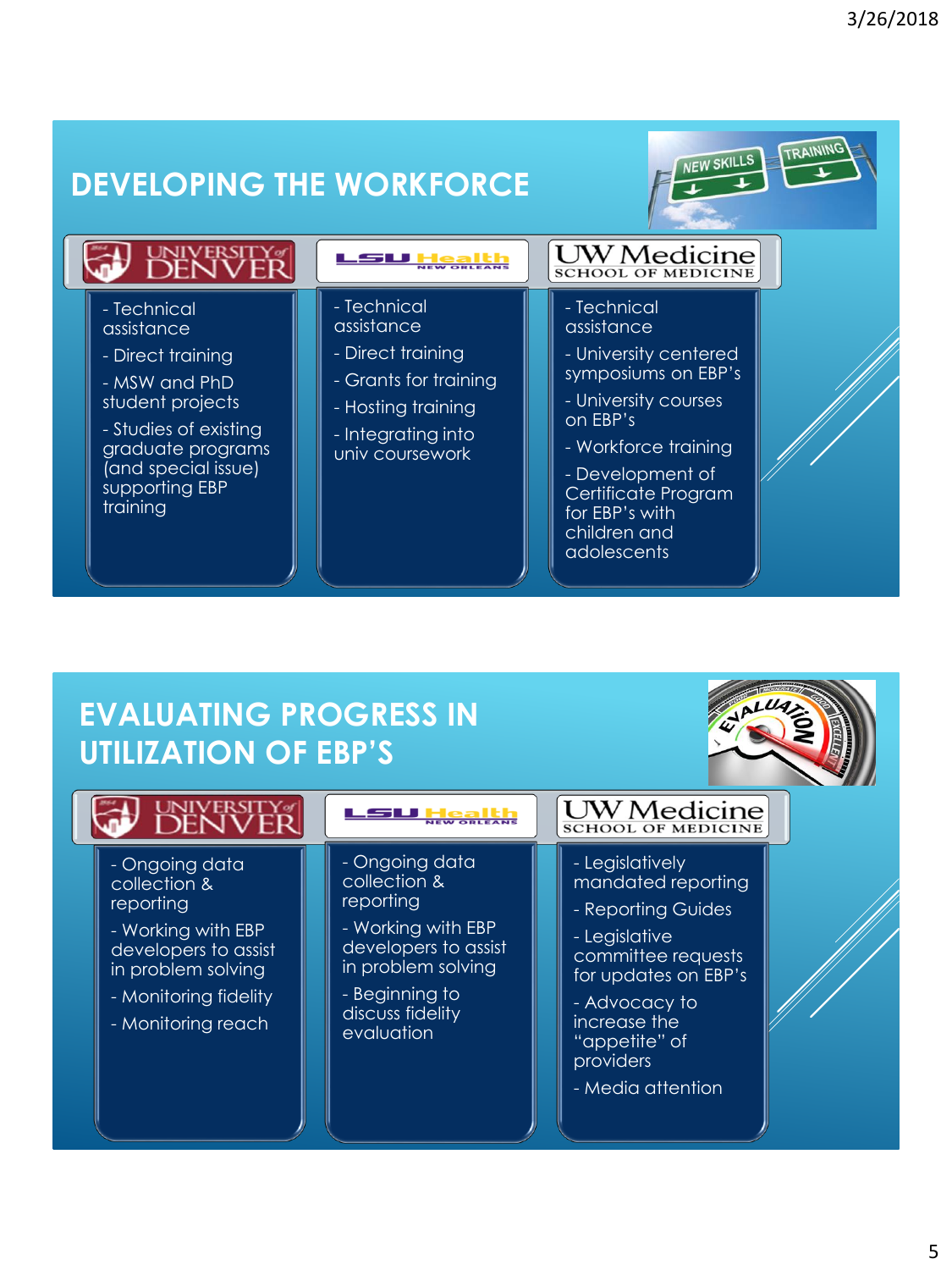## DEVELOPING THE WORKFORCE

| University of Denver | LSU Health New Orleans | UW Medicine School of Medicine |
|---|---|---|
| - Technical assistance<br>- Direct training<br>- MSW and PhD student projects<br>- Studies of existing graduate programs (and special issue) supporting EBP training | - Technical assistance<br>- Direct training<br>- Grants for training<br>- Hosting training<br>- Integrating into univ coursework | - Technical assistance<br>- University centered symposiums on EBP's<br>- University courses on EBP's<br>- Workforce training<br>- Development of Certificate Program for EBP's with children and adolescents |

## EVALUATING PROGRESS IN UTILIZATION OF EBP'S

| University of Denver | LSU Health New Orleans | UW Medicine School of Medicine |
|---|---|---|
| - Ongoing data collection & reporting<br>- Working with EBP developers to assist in problem solving<br>- Monitoring fidelity<br>- Monitoring reach | - Ongoing data collection & reporting<br>- Working with EBP developers to assist in problem solving<br>- Beginning to discuss fidelity evaluation | - Legislatively mandated reporting<br>- Reporting Guides<br>- Legislative committee requests for updates on EBP's<br>- Advocacy to increase the "appetite" of providers<br>- Media attention |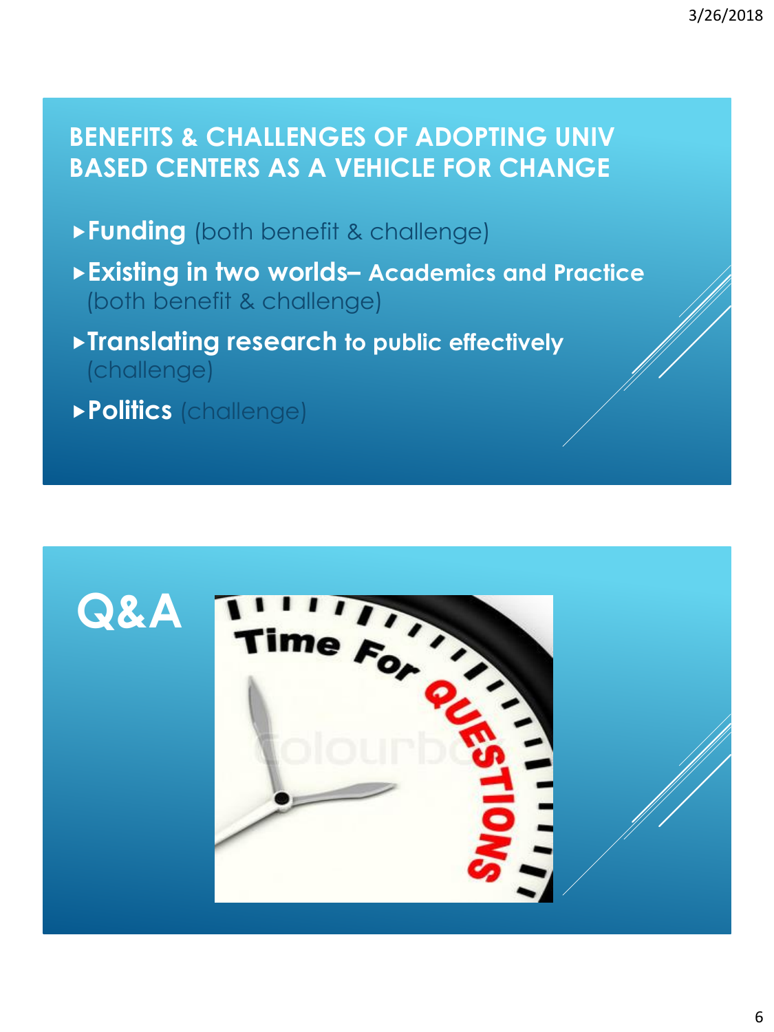## BENEFITS & CHALLENGES OF ADOPTING UNIV BASED CENTERS AS A VEHICLE FOR CHANGE

- **Funding** (both benefit & challenge)
- **Existing in two worlds– Academics and Practice** (both benefit & challenge)
- **Translating research to public effectively** (challenge)
- **Politics** (challenge)

## Q&A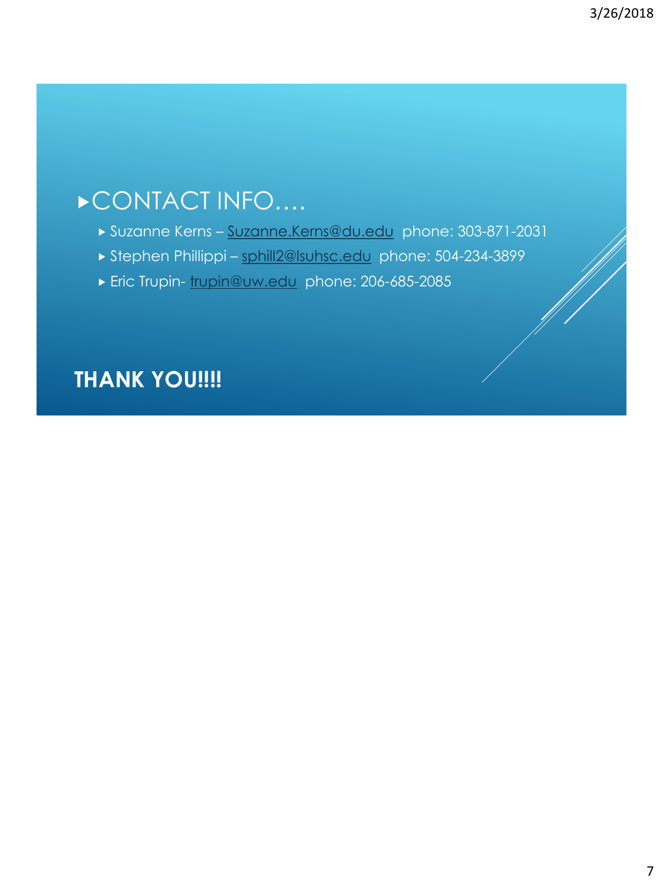# CONTACT INFO….

- Suzanne Kerns – Suzanne.Kerns@du.edu phone: 303-871-2031
- Stephen Phillippi – sphill2@lsuhsc.edu phone: 504-234-3899
- Eric Trupin- trupin@uw.edu phone: 206-685-2085

**THANK YOU!!!!**